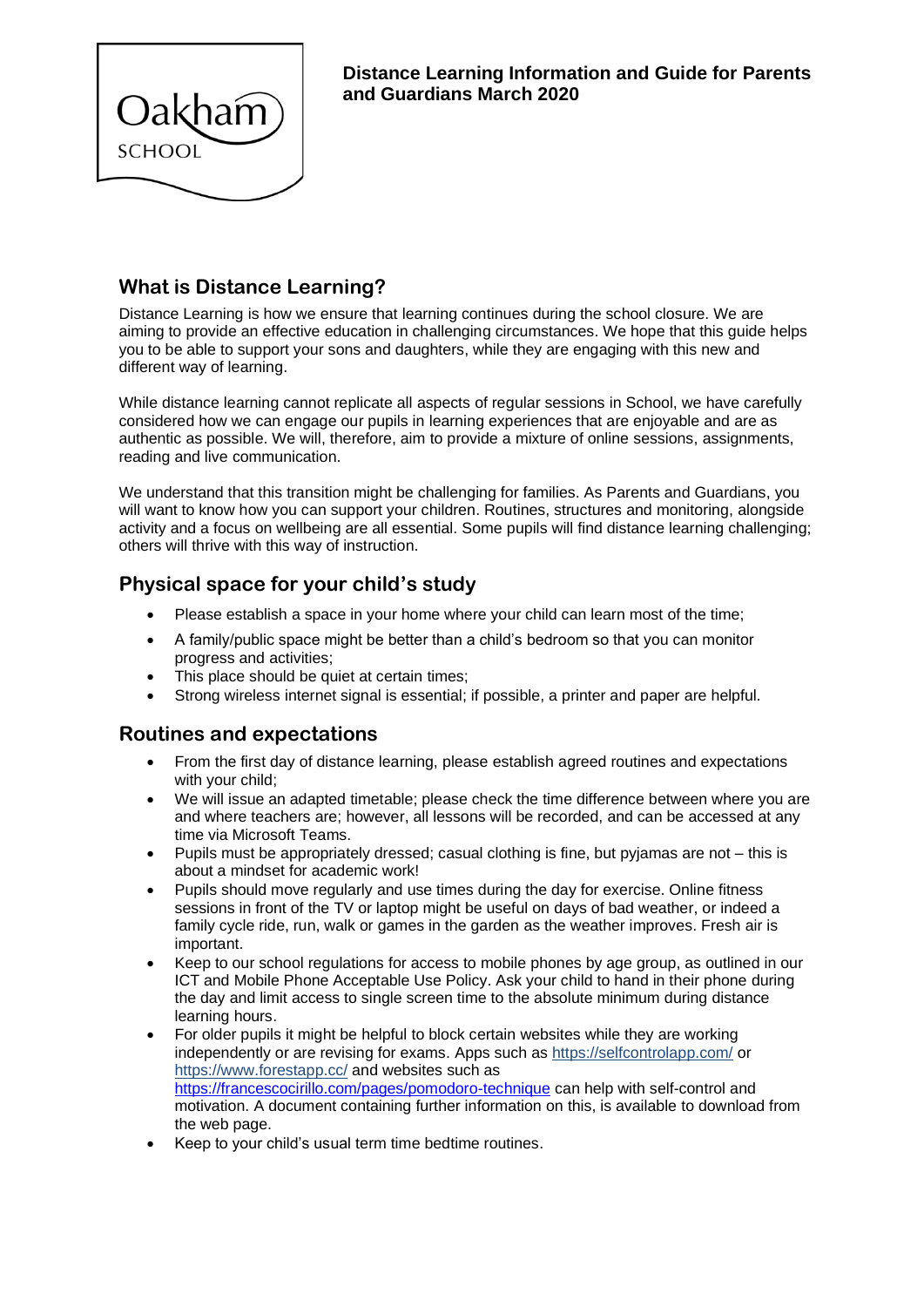Oakham SCHOOL

**Distance Learning Information and Guide for Parents and Guardians March 2020**

## What is Distance Learning?

Distance Learning is how we ensure that learning continues during the school closure. We are aiming to provide an effective education in challenging circumstances. We hope that this guide helps you to be able to support your sons and daughters, while they are engaging with this new and different way of learning.

While distance learning cannot replicate all aspects of regular sessions in School, we have carefully considered how we can engage our pupils in learning experiences that are enjoyable and are as authentic as possible. We will, therefore, aim to provide a mixture of online sessions, assignments, reading and live communication.

We understand that this transition might be challenging for families. As Parents and Guardians, you will want to know how you can support your children. Routines, structures and monitoring, alongside activity and a focus on wellbeing are all essential. Some pupils will find distance learning challenging; others will thrive with this way of instruction.

## Physical space for your child's study

- Please establish a space in your home where your child can learn most of the time;
- A family/public space might be better than a child's bedroom so that you can monitor progress and activities;
- This place should be quiet at certain times;
- Strong wireless internet signal is essential; if possible, a printer and paper are helpful.

## Routines and expectations

- From the first day of distance learning, please establish agreed routines and expectations with your child;
- We will issue an adapted timetable; please check the time difference between where you are and where teachers are; however, all lessons will be recorded, and can be accessed at any time via Microsoft Teams.
- Pupils must be appropriately dressed; casual clothing is fine, but pyjamas are not – this is about a mindset for academic work!
- Pupils should move regularly and use times during the day for exercise. Online fitness sessions in front of the TV or laptop might be useful on days of bad weather, or indeed a family cycle ride, run, walk or games in the garden as the weather improves. Fresh air is important.
- Keep to our school regulations for access to mobile phones by age group, as outlined in our ICT and Mobile Phone Acceptable Use Policy. Ask your child to hand in their phone during the day and limit access to single screen time to the absolute minimum during distance learning hours.
- For older pupils it might be helpful to block certain websites while they are working independently or are revising for exams. Apps such as https://selfcontrolapp.com/ or https://www.forestapp.cc/ and websites such as https://francescocirillo.com/pages/pomodoro-technique can help with self-control and motivation. A document containing further information on this, is available to download from the web page.
- Keep to your child's usual term time bedtime routines.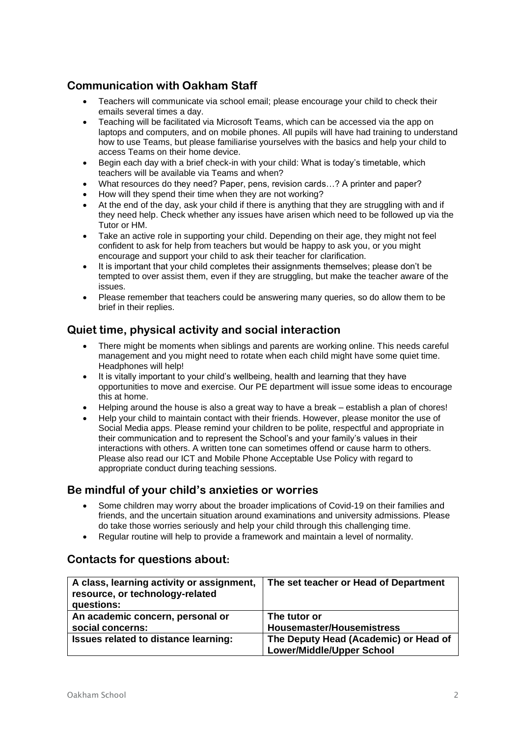## Communication with Oakham Staff

- Teachers will communicate via school email; please encourage your child to check their emails several times a day.
- Teaching will be facilitated via Microsoft Teams, which can be accessed via the app on laptops and computers, and on mobile phones. All pupils will have had training to understand how to use Teams, but please familiarise yourselves with the basics and help your child to access Teams on their home device.
- Begin each day with a brief check-in with your child: What is today's timetable, which teachers will be available via Teams and when?
- What resources do they need? Paper, pens, revision cards…? A printer and paper?
- How will they spend their time when they are not working?
- At the end of the day, ask your child if there is anything that they are struggling with and if they need help. Check whether any issues have arisen which need to be followed up via the Tutor or HM.
- Take an active role in supporting your child. Depending on their age, they might not feel confident to ask for help from teachers but would be happy to ask you, or you might encourage and support your child to ask their teacher for clarification.
- It is important that your child completes their assignments themselves; please don't be tempted to over assist them, even if they are struggling, but make the teacher aware of the issues.
- Please remember that teachers could be answering many queries, so do allow them to be brief in their replies.

## Quiet time, physical activity and social interaction

- There might be moments when siblings and parents are working online. This needs careful management and you might need to rotate when each child might have some quiet time. Headphones will help!
- It is vitally important to your child's wellbeing, health and learning that they have opportunities to move and exercise. Our PE department will issue some ideas to encourage this at home.
- Helping around the house is also a great way to have a break – establish a plan of chores!
- Help your child to maintain contact with their friends. However, please monitor the use of Social Media apps. Please remind your children to be polite, respectful and appropriate in their communication and to represent the School's and your family's values in their interactions with others. A written tone can sometimes offend or cause harm to others. Please also read our ICT and Mobile Phone Acceptable Use Policy with regard to appropriate conduct during teaching sessions.

## Be mindful of your child's anxieties or worries

- Some children may worry about the broader implications of Covid-19 on their families and friends, and the uncertain situation around examinations and university admissions. Please do take those worries seriously and help your child through this challenging time.
- Regular routine will help to provide a framework and maintain a level of normality.

## Contacts for questions about:

| | |
|---|---|
| **A class, learning activity or assignment, resource, or technology-related questions:** | **The set teacher or Head of Department** |
| **An academic concern, personal or social concerns:** | **The tutor or Housemaster/Housemistress** |
| **Issues related to distance learning:** | **The Deputy Head (Academic) or Head of Lower/Middle/Upper School** |